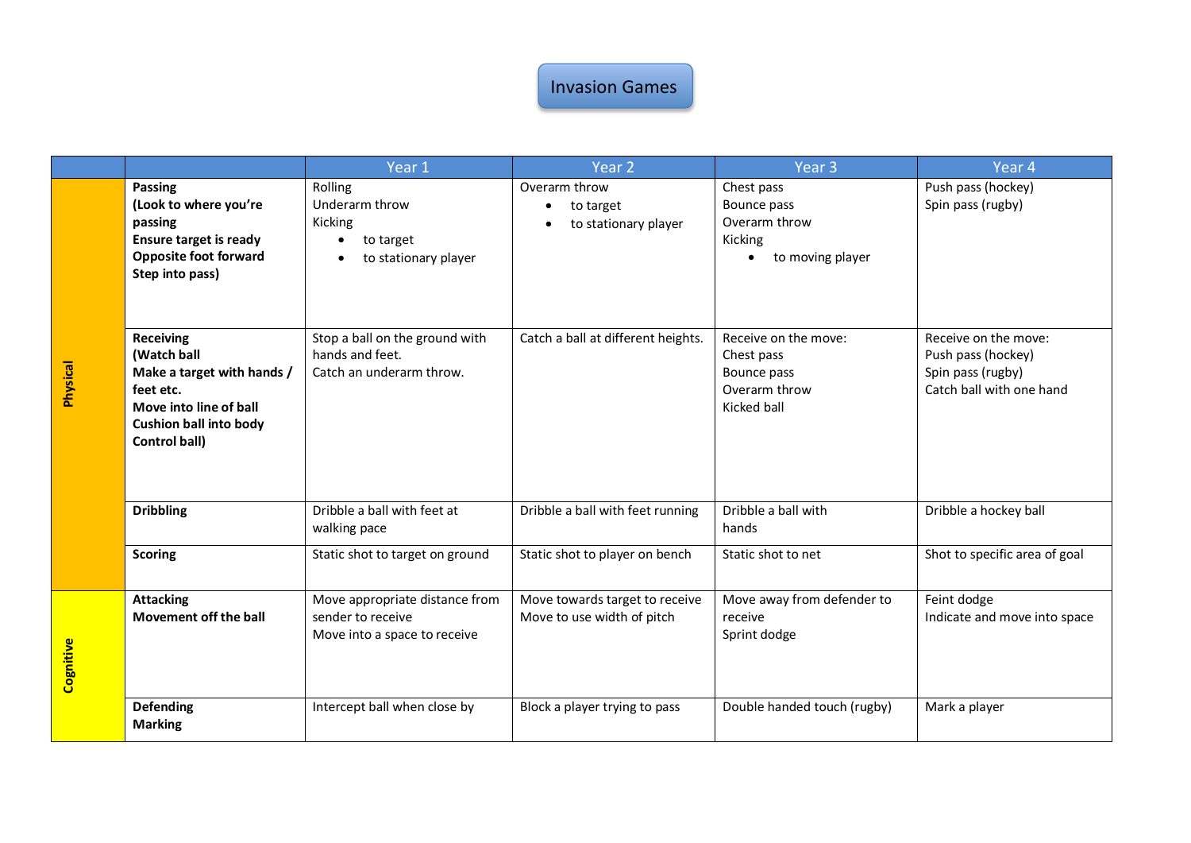# Invasion Games

| | | Year 1 | Year 2 | Year 3 | Year 4 |
|---|---|---|---|---|---|
| Physical | **Passing (Look to where you're passing Ensure target is ready Opposite foot forward Step into pass)** | Rolling<br>Underarm throw<br>Kicking<br>• to target<br>• to stationary player | Overarm throw<br>• to target<br>• to stationary player | Chest pass<br>Bounce pass<br>Overarm throw<br>Kicking<br>• to moving player | Push pass (hockey)<br>Spin pass (rugby) |
| | **Receiving (Watch ball Make a target with hands / feet etc. Move into line of ball Cushion ball into body Control ball)** | Stop a ball on the ground with hands and feet.<br>Catch an underarm throw. | Catch a ball at different heights. | Receive on the move:<br>Chest pass<br>Bounce pass<br>Overarm throw<br>Kicked ball | Receive on the move:<br>Push pass (hockey)<br>Spin pass (rugby)<br>Catch ball with one hand |
| | **Dribbling** | Dribble a ball with feet at walking pace | Dribble a ball with feet running | Dribble a ball with hands | Dribble a hockey ball |
| | **Scoring** | Static shot to target on ground | Static shot to player on bench | Static shot to net | Shot to specific area of goal |
| Cognitive | **Attacking Movement off the ball** | Move appropriate distance from sender to receive<br>Move into a space to receive | Move towards target to receive<br>Move to use width of pitch | Move away from defender to receive<br>Sprint dodge | Feint dodge<br>Indicate and move into space |
| | **Defending Marking** | Intercept ball when close by | Block a player trying to pass | Double handed touch (rugby) | Mark a player |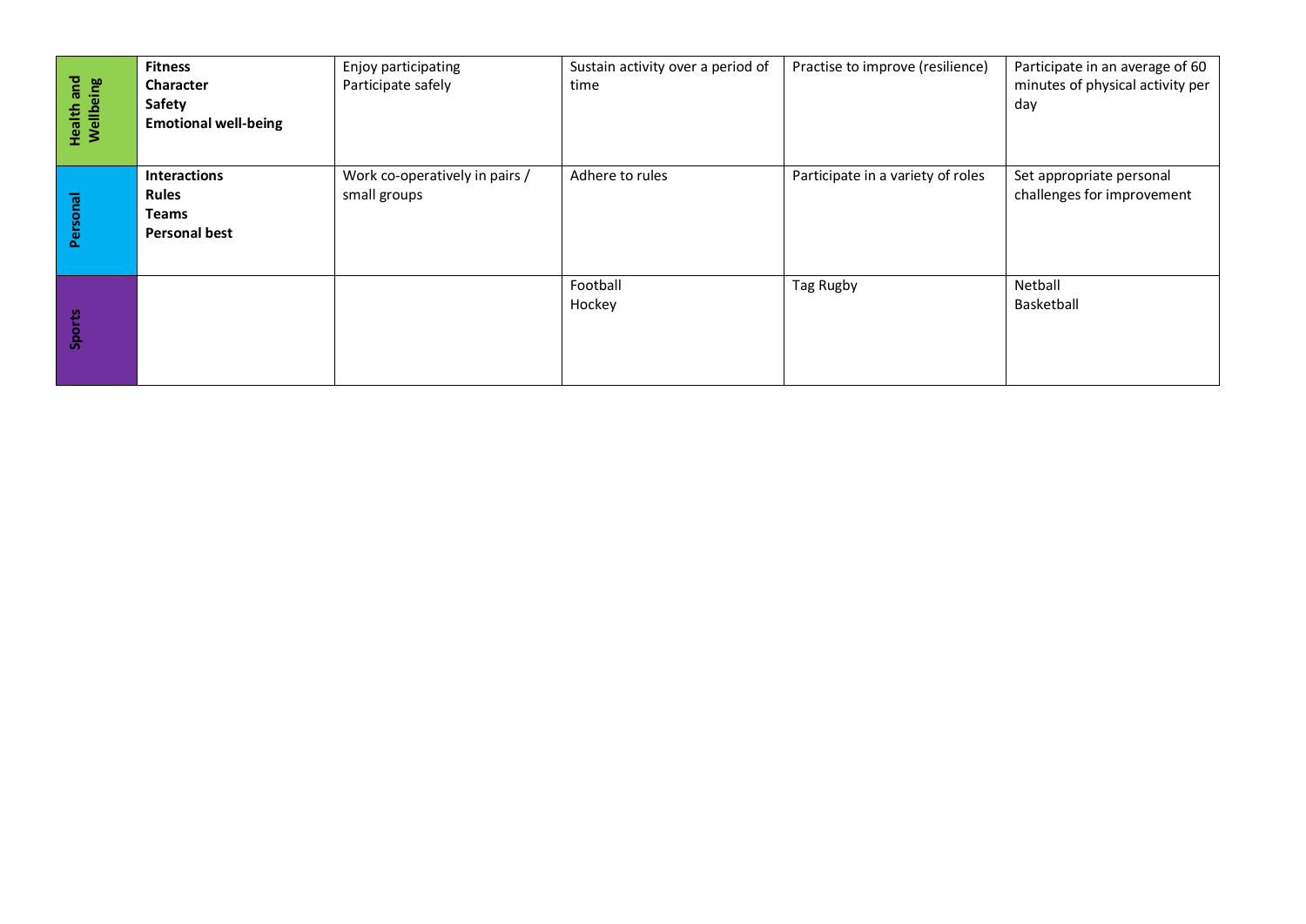| | | | | | |
|---|---|---|---|---|---|
| **Health and Wellbeing** | **Fitness**<br>**Character**<br>**Safety**<br>**Emotional well-being** | Enjoy participating<br>Participate safely | Sustain activity over a period of time | Practise to improve (resilience) | Participate in an average of 60 minutes of physical activity per day |
| **Personal** | **Interactions**<br>**Rules**<br>**Teams**<br>**Personal best** | Work co-operatively in pairs / small groups | Adhere to rules | Participate in a variety of roles | Set appropriate personal challenges for improvement |
| **Sports** | | | Football<br>Hockey | Tag Rugby | Netball<br>Basketball |